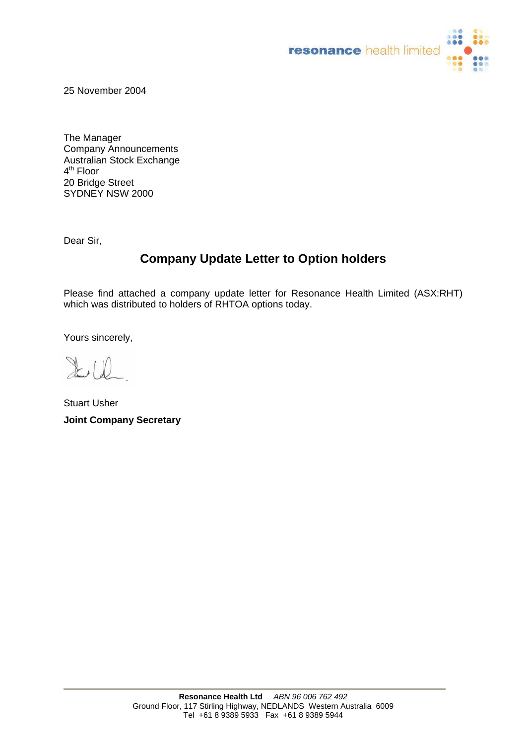resonance health limited

25 November 2004

The Manager
Company Announcements
Australian Stock Exchange
4th Floor
20 Bridge Street
SYDNEY NSW 2000

Dear Sir,

## Company Update Letter to Option holders

Please find attached a company update letter for Resonance Health Limited (ASX:RHT) which was distributed to holders of RHTOA options today.

Yours sincerely,

Stuart Usher
**Joint Company Secretary**

**Resonance Health Ltd** *ABN 96 006 762 492*
Ground Floor, 117 Stirling Highway, NEDLANDS Western Australia 6009
Tel +61 8 9389 5933 Fax +61 8 9389 5944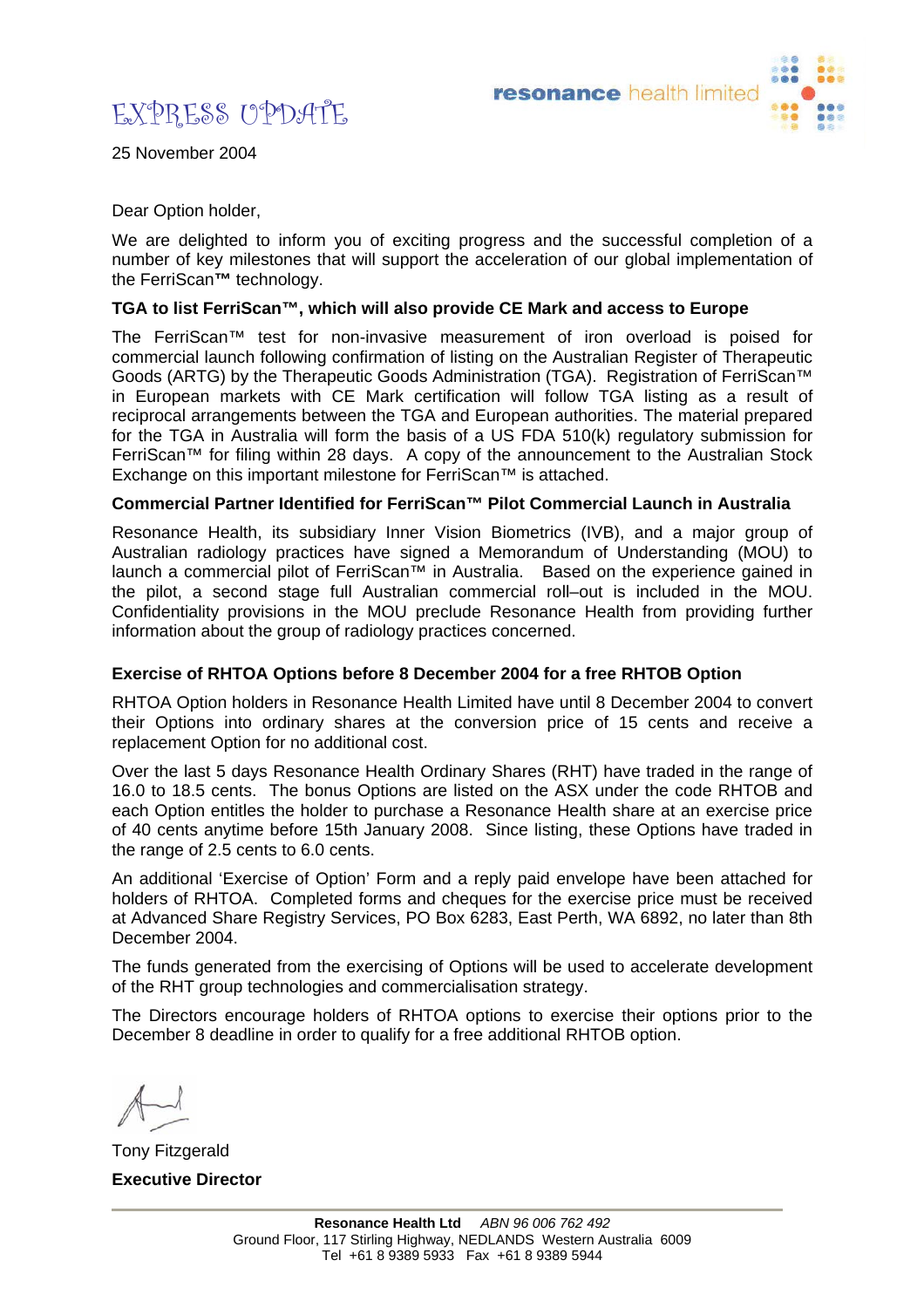# EXPRESS UPDATE

resonance health limited

25 November 2004

Dear Option holder,

We are delighted to inform you of exciting progress and the successful completion of a number of key milestones that will support the acceleration of our global implementation of the FerriScan**™** technology.

**TGA to list FerriScan™, which will also provide CE Mark and access to Europe**

The FerriScan™ test for non-invasive measurement of iron overload is poised for commercial launch following confirmation of listing on the Australian Register of Therapeutic Goods (ARTG) by the Therapeutic Goods Administration (TGA). Registration of FerriScan™ in European markets with CE Mark certification will follow TGA listing as a result of reciprocal arrangements between the TGA and European authorities. The material prepared for the TGA in Australia will form the basis of a US FDA 510(k) regulatory submission for FerriScan™ for filing within 28 days. A copy of the announcement to the Australian Stock Exchange on this important milestone for FerriScan™ is attached.

**Commercial Partner Identified for FerriScan™ Pilot Commercial Launch in Australia**

Resonance Health, its subsidiary Inner Vision Biometrics (IVB), and a major group of Australian radiology practices have signed a Memorandum of Understanding (MOU) to launch a commercial pilot of FerriScan™ in Australia. Based on the experience gained in the pilot, a second stage full Australian commercial roll–out is included in the MOU. Confidentiality provisions in the MOU preclude Resonance Health from providing further information about the group of radiology practices concerned.

**Exercise of RHTOA Options before 8 December 2004 for a free RHTOB Option**

RHTOA Option holders in Resonance Health Limited have until 8 December 2004 to convert their Options into ordinary shares at the conversion price of 15 cents and receive a replacement Option for no additional cost.

Over the last 5 days Resonance Health Ordinary Shares (RHT) have traded in the range of 16.0 to 18.5 cents. The bonus Options are listed on the ASX under the code RHTOB and each Option entitles the holder to purchase a Resonance Health share at an exercise price of 40 cents anytime before 15th January 2008. Since listing, these Options have traded in the range of 2.5 cents to 6.0 cents.

An additional 'Exercise of Option' Form and a reply paid envelope have been attached for holders of RHTOA. Completed forms and cheques for the exercise price must be received at Advanced Share Registry Services, PO Box 6283, East Perth, WA 6892, no later than 8th December 2004.

The funds generated from the exercising of Options will be used to accelerate development of the RHT group technologies and commercialisation strategy.

The Directors encourage holders of RHTOA options to exercise their options prior to the December 8 deadline in order to qualify for a free additional RHTOB option.

Tony Fitzgerald

**Executive Director**

**Resonance Health Ltd** *ABN 96 006 762 492*
Ground Floor, 117 Stirling Highway, NEDLANDS Western Australia 6009
Tel +61 8 9389 5933 Fax +61 8 9389 5944